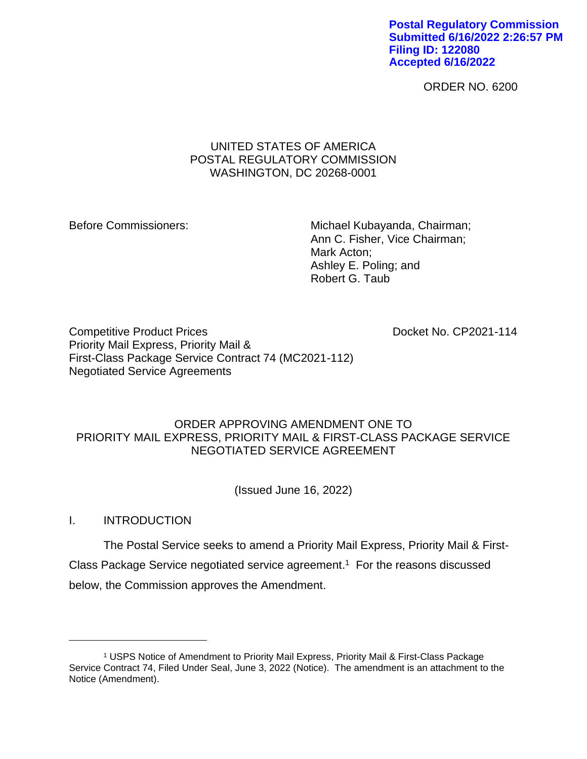Postal Regulatory Commission
Submitted 6/16/2022 2:26:57 PM
Filing ID: 122080
Accepted 6/16/2022

ORDER NO. 6200

UNITED STATES OF AMERICA
POSTAL REGULATORY COMMISSION
WASHINGTON, DC 20268-0001

Before Commissioners:

Michael Kubayanda, Chairman;
Ann C. Fisher, Vice Chairman;
Mark Acton;
Ashley E. Poling; and
Robert G. Taub

Competitive Product Prices
Priority Mail Express, Priority Mail &
First-Class Package Service Contract 74 (MC2021-112)
Negotiated Service Agreements

Docket No. CP2021-114

ORDER APPROVING AMENDMENT ONE TO
PRIORITY MAIL EXPRESS, PRIORITY MAIL & FIRST-CLASS PACKAGE SERVICE
NEGOTIATED SERVICE AGREEMENT

(Issued June 16, 2022)

## I. INTRODUCTION

The Postal Service seeks to amend a Priority Mail Express, Priority Mail & First-Class Package Service negotiated service agreement.[1] For the reasons discussed below, the Commission approves the Amendment.

[1] USPS Notice of Amendment to Priority Mail Express, Priority Mail & First-Class Package Service Contract 74, Filed Under Seal, June 3, 2022 (Notice). The amendment is an attachment to the Notice (Amendment).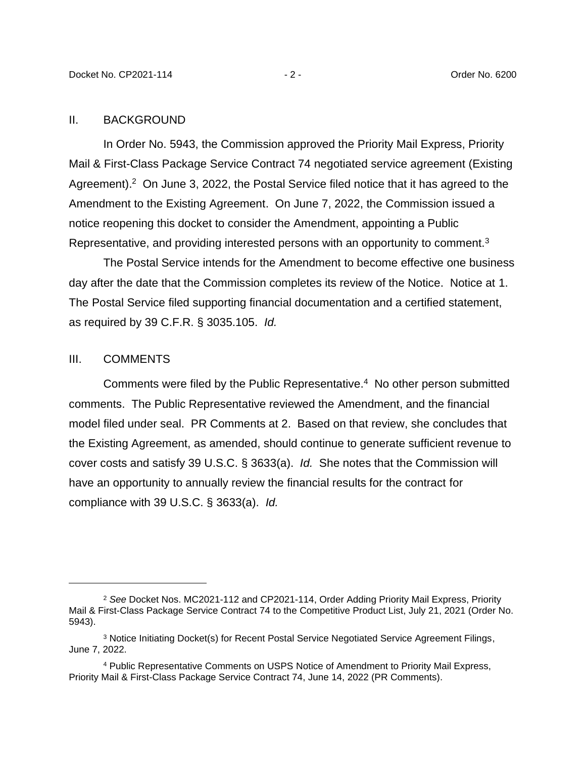## II. BACKGROUND

In Order No. 5943, the Commission approved the Priority Mail Express, Priority Mail & First-Class Package Service Contract 74 negotiated service agreement (Existing Agreement).[2] On June 3, 2022, the Postal Service filed notice that it has agreed to the Amendment to the Existing Agreement. On June 7, 2022, the Commission issued a notice reopening this docket to consider the Amendment, appointing a Public Representative, and providing interested persons with an opportunity to comment.[3]

The Postal Service intends for the Amendment to become effective one business day after the date that the Commission completes its review of the Notice. Notice at 1. The Postal Service filed supporting financial documentation and a certified statement, as required by 39 C.F.R. § 3035.105. *Id.*

## III. COMMENTS

Comments were filed by the Public Representative.[4] No other person submitted comments. The Public Representative reviewed the Amendment, and the financial model filed under seal. PR Comments at 2. Based on that review, she concludes that the Existing Agreement, as amended, should continue to generate sufficient revenue to cover costs and satisfy 39 U.S.C. § 3633(a). *Id.* She notes that the Commission will have an opportunity to annually review the financial results for the contract for compliance with 39 U.S.C. § 3633(a). *Id.*

---

[2] *See* Docket Nos. MC2021-112 and CP2021-114, Order Adding Priority Mail Express, Priority Mail & First-Class Package Service Contract 74 to the Competitive Product List, July 21, 2021 (Order No. 5943).

[3] Notice Initiating Docket(s) for Recent Postal Service Negotiated Service Agreement Filings, June 7, 2022.

[4] Public Representative Comments on USPS Notice of Amendment to Priority Mail Express, Priority Mail & First-Class Package Service Contract 74, June 14, 2022 (PR Comments).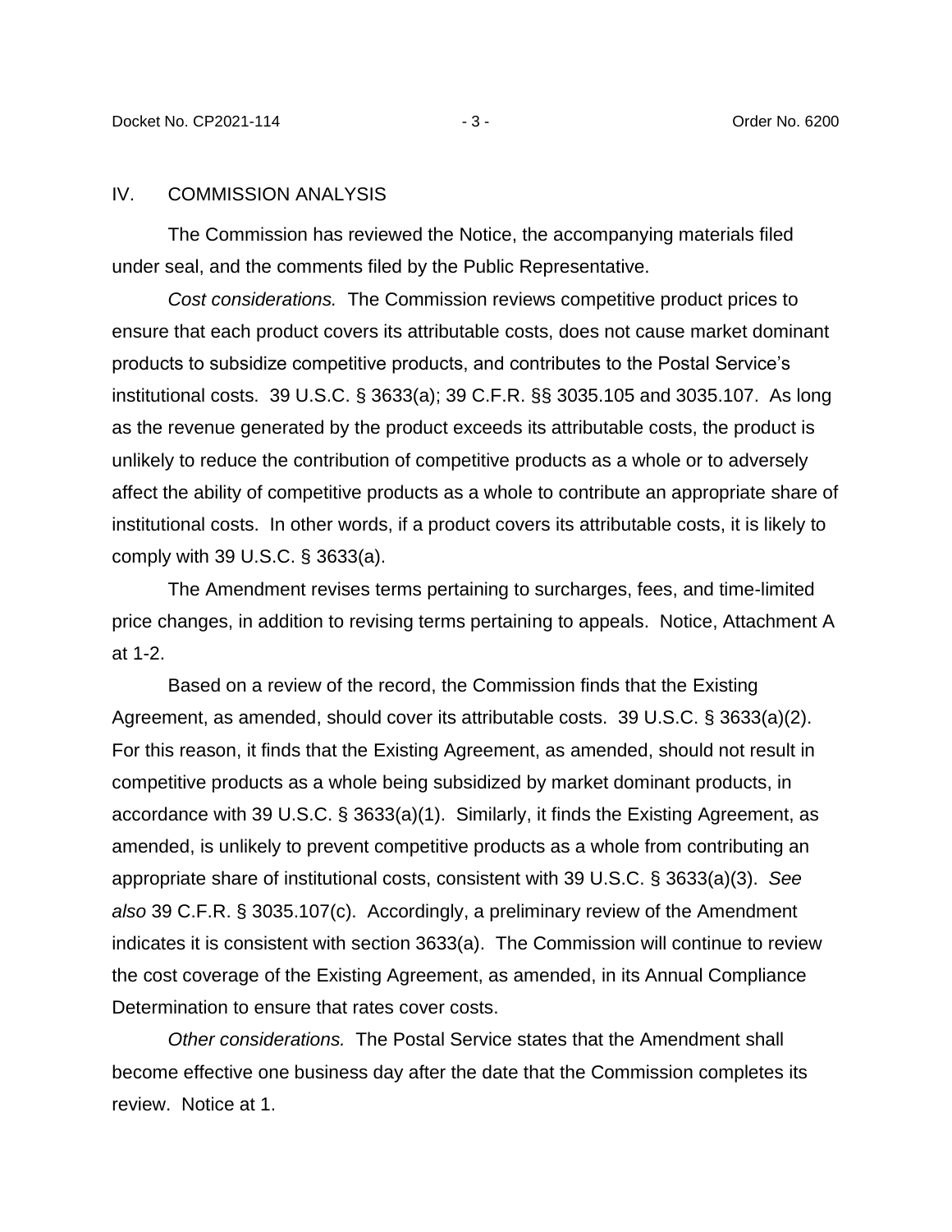## IV. COMMISSION ANALYSIS

The Commission has reviewed the Notice, the accompanying materials filed under seal, and the comments filed by the Public Representative.

*Cost considerations.* The Commission reviews competitive product prices to ensure that each product covers its attributable costs, does not cause market dominant products to subsidize competitive products, and contributes to the Postal Service's institutional costs. 39 U.S.C. § 3633(a); 39 C.F.R. §§ 3035.105 and 3035.107. As long as the revenue generated by the product exceeds its attributable costs, the product is unlikely to reduce the contribution of competitive products as a whole or to adversely affect the ability of competitive products as a whole to contribute an appropriate share of institutional costs. In other words, if a product covers its attributable costs, it is likely to comply with 39 U.S.C. § 3633(a).

The Amendment revises terms pertaining to surcharges, fees, and time-limited price changes, in addition to revising terms pertaining to appeals. Notice, Attachment A at 1-2.

Based on a review of the record, the Commission finds that the Existing Agreement, as amended, should cover its attributable costs. 39 U.S.C. § 3633(a)(2). For this reason, it finds that the Existing Agreement, as amended, should not result in competitive products as a whole being subsidized by market dominant products, in accordance with 39 U.S.C. § 3633(a)(1). Similarly, it finds the Existing Agreement, as amended, is unlikely to prevent competitive products as a whole from contributing an appropriate share of institutional costs, consistent with 39 U.S.C. § 3633(a)(3). *See also* 39 C.F.R. § 3035.107(c). Accordingly, a preliminary review of the Amendment indicates it is consistent with section 3633(a). The Commission will continue to review the cost coverage of the Existing Agreement, as amended, in its Annual Compliance Determination to ensure that rates cover costs.

*Other considerations.* The Postal Service states that the Amendment shall become effective one business day after the date that the Commission completes its review. Notice at 1.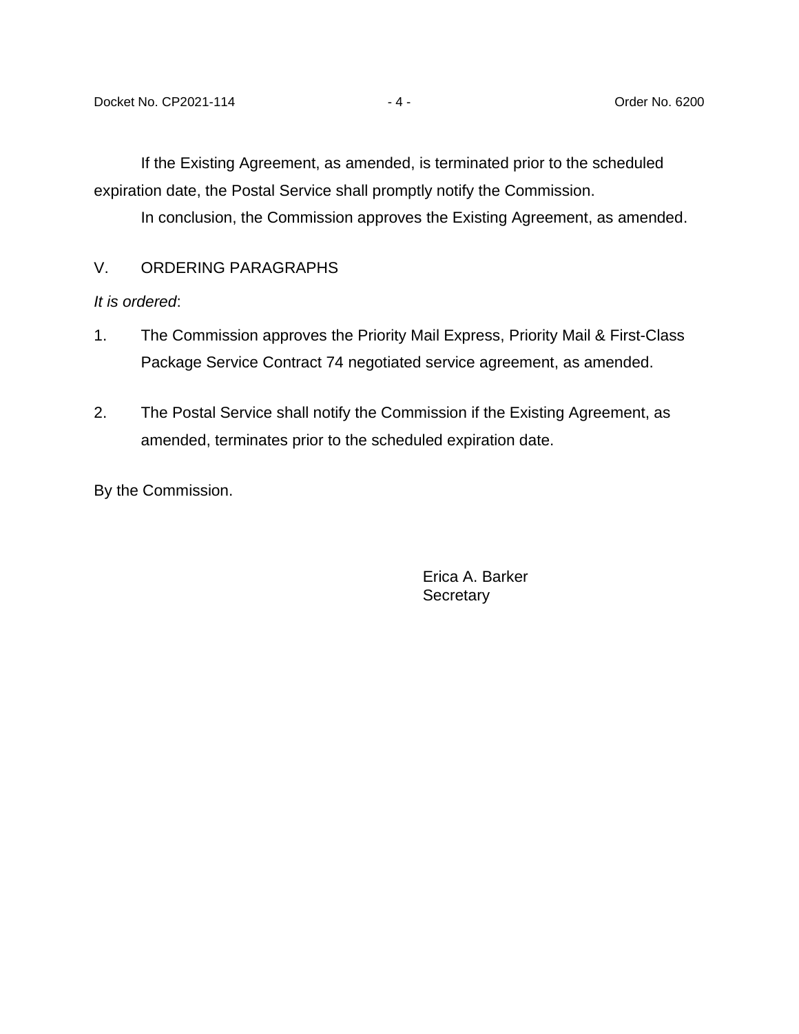If the Existing Agreement, as amended, is terminated prior to the scheduled expiration date, the Postal Service shall promptly notify the Commission.

In conclusion, the Commission approves the Existing Agreement, as amended.

## V. ORDERING PARAGRAPHS

*It is ordered*:

1. The Commission approves the Priority Mail Express, Priority Mail & First-Class Package Service Contract 74 negotiated service agreement, as amended.

2. The Postal Service shall notify the Commission if the Existing Agreement, as amended, terminates prior to the scheduled expiration date.

By the Commission.

Erica A. Barker
Secretary